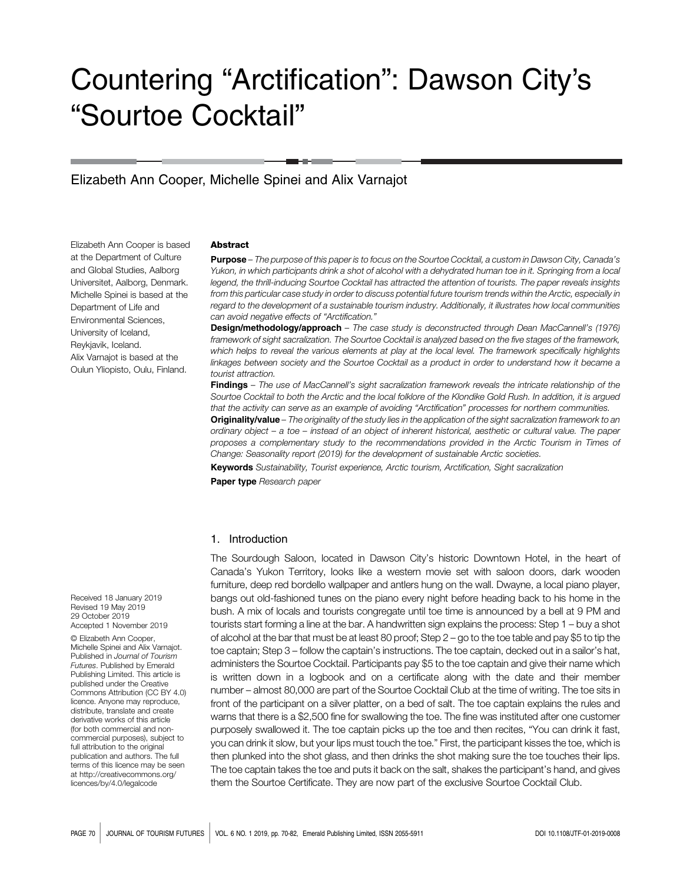# Countering “Arctification”: Dawson City’s “Sourtoe Cocktail”

Elizabeth Ann Cooper, Michelle Spinei and Alix Varnajot

Elizabeth Ann Cooper is based at the Department of Culture and Global Studies, Aalborg Universitet, Aalborg, Denmark. Michelle Spinei is based at the Department of Life and Environmental Sciences, University of Iceland, Reykjavik, Iceland. Alix Varnajot is based at the Oulun Yliopisto, Oulu, Finland.

## Abstract

**Purpose** – *The purpose of this paper is to focus on the Sourtoe Cocktail, a custom in Dawson City, Canada’s Yukon, in which participants drink a shot of alcohol with a dehydrated human toe in it. Springing from a local legend, the thrill-inducing Sourtoe Cocktail has attracted the attention of tourists. The paper reveals insights from this particular case study in order to discuss potential future tourism trends within the Arctic, especially in regard to the development of a sustainable tourism industry. Additionally, it illustrates how local communities can avoid negative effects of “Arctification.”*

**Design/methodology/approach** – *The case study is deconstructed through Dean MacCannell’s (1976) framework of sight sacralization. The Sourtoe Cocktail is analyzed based on the five stages of the framework, which helps to reveal the various elements at play at the local level. The framework specifically highlights linkages between society and the Sourtoe Cocktail as a product in order to understand how it became a tourist attraction.*

**Findings** – *The use of MacCannell’s sight sacralization framework reveals the intricate relationship of the Sourtoe Cocktail to both the Arctic and the local folklore of the Klondike Gold Rush. In addition, it is argued that the activity can serve as an example of avoiding “Arctification” processes for northern communities.*

**Originality/value** – *The originality of the study lies in the application of the sight sacralization framework to an ordinary object – a toe – instead of an object of inherent historical, aesthetic or cultural value. The paper proposes a complementary study to the recommendations provided in the Arctic Tourism in Times of Change: Seasonality report (2019) for the development of sustainable Arctic societies.*

**Keywords** *Sustainability, Tourist experience, Arctic tourism, Arctification, Sight sacralization*

**Paper type** *Research paper*

Received 18 January 2019
Revised 19 May 2019
29 October 2019
Accepted 1 November 2019

© Elizabeth Ann Cooper, Michelle Spinei and Alix Varnajot. Published in *Journal of Tourism Futures*. Published by Emerald Publishing Limited. This article is published under the Creative Commons Attribution (CC BY 4.0) licence. Anyone may reproduce, distribute, translate and create derivative works of this article (for both commercial and non-commercial purposes), subject to full attribution to the original publication and authors. The full terms of this licence may be seen at http://creativecommons.org/licences/by/4.0/legalcode

## 1. Introduction

The Sourdough Saloon, located in Dawson City’s historic Downtown Hotel, in the heart of Canada’s Yukon Territory, looks like a western movie set with saloon doors, dark wooden furniture, deep red bordello wallpaper and antlers hung on the wall. Dwayne, a local piano player, bangs out old-fashioned tunes on the piano every night before heading back to his home in the bush. A mix of locals and tourists congregate until toe time is announced by a bell at 9 PM and tourists start forming a line at the bar. A handwritten sign explains the process: Step 1 – buy a shot of alcohol at the bar that must be at least 80 proof; Step 2 – go to the toe table and pay $5 to tip the toe captain; Step 3 – follow the captain’s instructions. The toe captain, decked out in a sailor’s hat, administers the Sourtoe Cocktail. Participants pay $5 to the toe captain and give their name which is written down in a logbook and on a certificate along with the date and their member number – almost 80,000 are part of the Sourtoe Cocktail Club at the time of writing. The toe sits in front of the participant on a silver platter, on a bed of salt. The toe captain explains the rules and warns that there is a $2,500 fine for swallowing the toe. The fine was instituted after one customer purposely swallowed it. The toe captain picks up the toe and then recites, “You can drink it fast, you can drink it slow, but your lips must touch the toe.” First, the participant kisses the toe, which is then plunked into the shot glass, and then drinks the shot making sure the toe touches their lips. The toe captain takes the toe and puts it back on the salt, shakes the participant’s hand, and gives them the Sourtoe Certificate. They are now part of the exclusive Sourtoe Cocktail Club.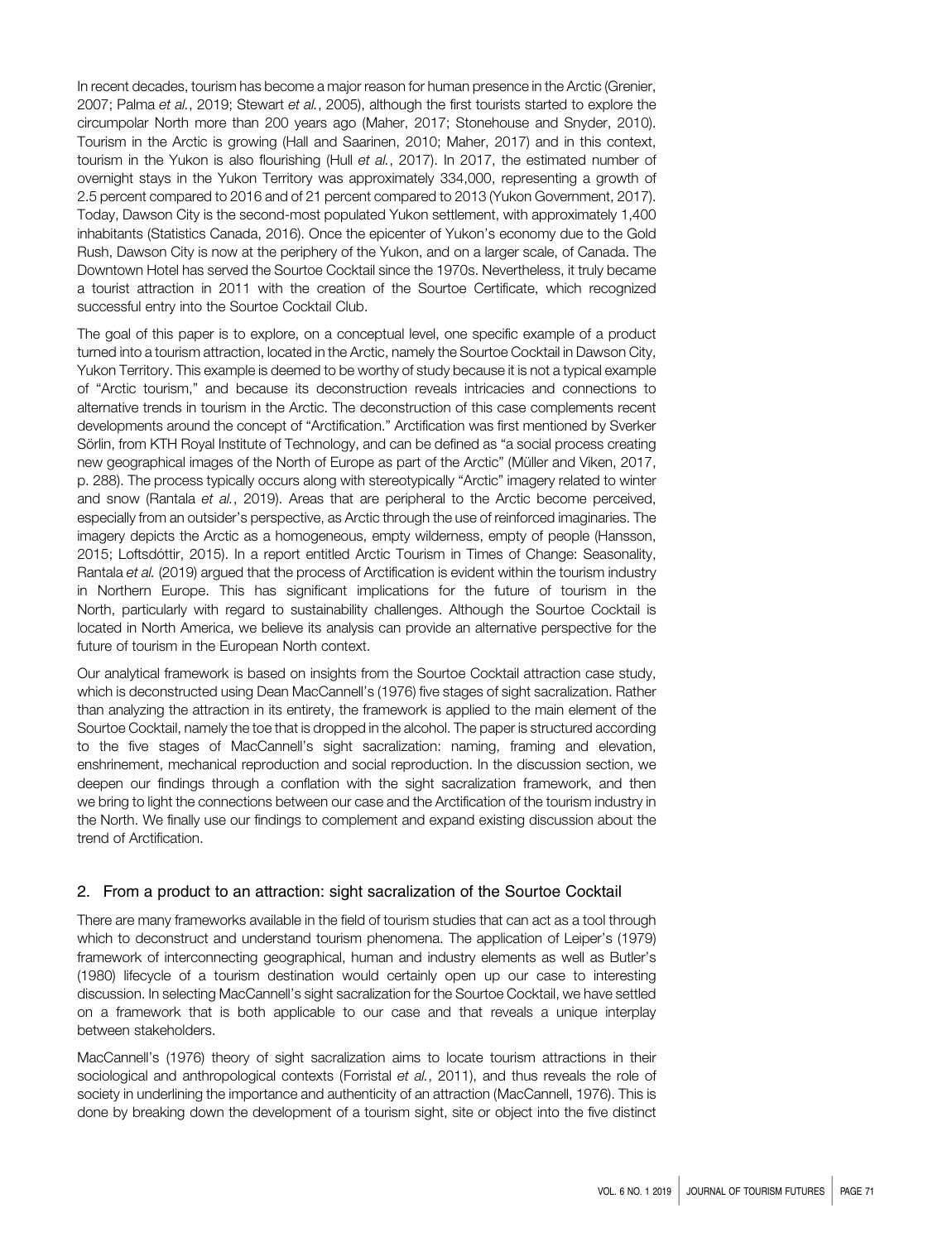In recent decades, tourism has become a major reason for human presence in the Arctic (Grenier, 2007; Palma *et al.*, 2019; Stewart *et al.*, 2005), although the first tourists started to explore the circumpolar North more than 200 years ago (Maher, 2017; Stonehouse and Snyder, 2010). Tourism in the Arctic is growing (Hall and Saarinen, 2010; Maher, 2017) and in this context, tourism in the Yukon is also flourishing (Hull *et al.*, 2017). In 2017, the estimated number of overnight stays in the Yukon Territory was approximately 334,000, representing a growth of 2.5 percent compared to 2016 and of 21 percent compared to 2013 (Yukon Government, 2017). Today, Dawson City is the second-most populated Yukon settlement, with approximately 1,400 inhabitants (Statistics Canada, 2016). Once the epicenter of Yukon's economy due to the Gold Rush, Dawson City is now at the periphery of the Yukon, and on a larger scale, of Canada. The Downtown Hotel has served the Sourtoe Cocktail since the 1970s. Nevertheless, it truly became a tourist attraction in 2011 with the creation of the Sourtoe Certificate, which recognized successful entry into the Sourtoe Cocktail Club.

The goal of this paper is to explore, on a conceptual level, one specific example of a product turned into a tourism attraction, located in the Arctic, namely the Sourtoe Cocktail in Dawson City, Yukon Territory. This example is deemed to be worthy of study because it is not a typical example of "Arctic tourism," and because its deconstruction reveals intricacies and connections to alternative trends in tourism in the Arctic. The deconstruction of this case complements recent developments around the concept of "Arctification." Arctification was first mentioned by Sverker Sörlin, from KTH Royal Institute of Technology, and can be defined as "a social process creating new geographical images of the North of Europe as part of the Arctic" (Müller and Viken, 2017, p. 288). The process typically occurs along with stereotypically "Arctic" imagery related to winter and snow (Rantala *et al.*, 2019). Areas that are peripheral to the Arctic become perceived, especially from an outsider's perspective, as Arctic through the use of reinforced imaginaries. The imagery depicts the Arctic as a homogeneous, empty wilderness, empty of people (Hansson, 2015; Loftsdóttir, 2015). In a report entitled Arctic Tourism in Times of Change: Seasonality, Rantala *et al.* (2019) argued that the process of Arctification is evident within the tourism industry in Northern Europe. This has significant implications for the future of tourism in the North, particularly with regard to sustainability challenges. Although the Sourtoe Cocktail is located in North America, we believe its analysis can provide an alternative perspective for the future of tourism in the European North context.

Our analytical framework is based on insights from the Sourtoe Cocktail attraction case study, which is deconstructed using Dean MacCannell's (1976) five stages of sight sacralization. Rather than analyzing the attraction in its entirety, the framework is applied to the main element of the Sourtoe Cocktail, namely the toe that is dropped in the alcohol. The paper is structured according to the five stages of MacCannell's sight sacralization: naming, framing and elevation, enshrinement, mechanical reproduction and social reproduction. In the discussion section, we deepen our findings through a conflation with the sight sacralization framework, and then we bring to light the connections between our case and the Arctification of the tourism industry in the North. We finally use our findings to complement and expand existing discussion about the trend of Arctification.

## 2. From a product to an attraction: sight sacralization of the Sourtoe Cocktail

There are many frameworks available in the field of tourism studies that can act as a tool through which to deconstruct and understand tourism phenomena. The application of Leiper's (1979) framework of interconnecting geographical, human and industry elements as well as Butler's (1980) lifecycle of a tourism destination would certainly open up our case to interesting discussion. In selecting MacCannell's sight sacralization for the Sourtoe Cocktail, we have settled on a framework that is both applicable to our case and that reveals a unique interplay between stakeholders.

MacCannell's (1976) theory of sight sacralization aims to locate tourism attractions in their sociological and anthropological contexts (Forristal *et al.*, 2011), and thus reveals the role of society in underlining the importance and authenticity of an attraction (MacCannell, 1976). This is done by breaking down the development of a tourism sight, site or object into the five distinct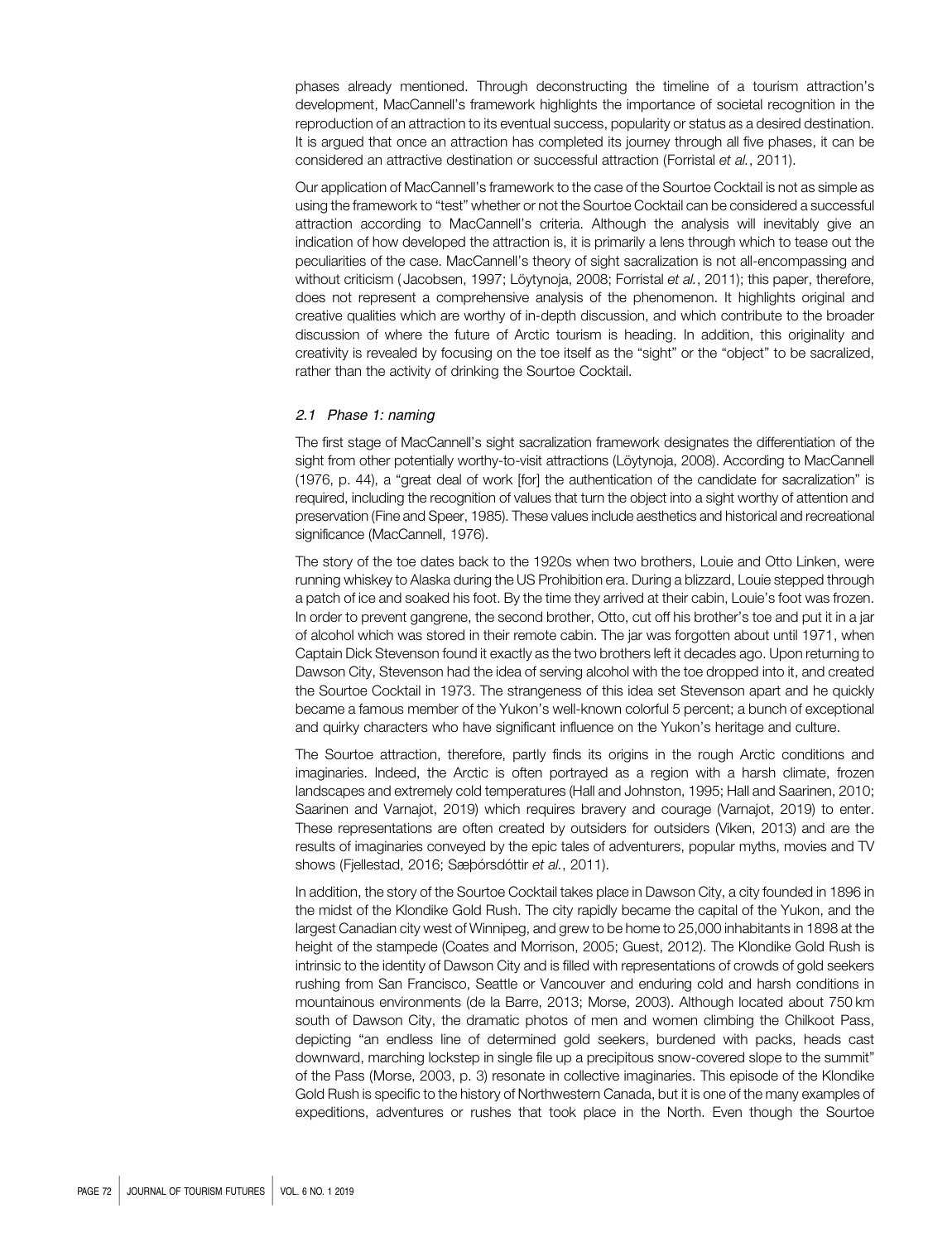phases already mentioned. Through deconstructing the timeline of a tourism attraction's development, MacCannell's framework highlights the importance of societal recognition in the reproduction of an attraction to its eventual success, popularity or status as a desired destination. It is argued that once an attraction has completed its journey through all five phases, it can be considered an attractive destination or successful attraction (Forristal *et al.*, 2011).

Our application of MacCannell's framework to the case of the Sourtoe Cocktail is not as simple as using the framework to "test" whether or not the Sourtoe Cocktail can be considered a successful attraction according to MacCannell's criteria. Although the analysis will inevitably give an indication of how developed the attraction is, it is primarily a lens through which to tease out the peculiarities of the case. MacCannell's theory of sight sacralization is not all-encompassing and without criticism (Jacobsen, 1997; Löytynoja, 2008; Forristal *et al.*, 2011); this paper, therefore, does not represent a comprehensive analysis of the phenomenon. It highlights original and creative qualities which are worthy of in-depth discussion, and which contribute to the broader discussion of where the future of Arctic tourism is heading. In addition, this originality and creativity is revealed by focusing on the toe itself as the "sight" or the "object" to be sacralized, rather than the activity of drinking the Sourtoe Cocktail.

### *2.1 Phase 1: naming*

The first stage of MacCannell's sight sacralization framework designates the differentiation of the sight from other potentially worthy-to-visit attractions (Löytynoja, 2008). According to MacCannell (1976, p. 44), a "great deal of work [for] the authentication of the candidate for sacralization" is required, including the recognition of values that turn the object into a sight worthy of attention and preservation (Fine and Speer, 1985). These values include aesthetics and historical and recreational significance (MacCannell, 1976).

The story of the toe dates back to the 1920s when two brothers, Louie and Otto Linken, were running whiskey to Alaska during the US Prohibition era. During a blizzard, Louie stepped through a patch of ice and soaked his foot. By the time they arrived at their cabin, Louie's foot was frozen. In order to prevent gangrene, the second brother, Otto, cut off his brother's toe and put it in a jar of alcohol which was stored in their remote cabin. The jar was forgotten about until 1971, when Captain Dick Stevenson found it exactly as the two brothers left it decades ago. Upon returning to Dawson City, Stevenson had the idea of serving alcohol with the toe dropped into it, and created the Sourtoe Cocktail in 1973. The strangeness of this idea set Stevenson apart and he quickly became a famous member of the Yukon's well-known colorful 5 percent; a bunch of exceptional and quirky characters who have significant influence on the Yukon's heritage and culture.

The Sourtoe attraction, therefore, partly finds its origins in the rough Arctic conditions and imaginaries. Indeed, the Arctic is often portrayed as a region with a harsh climate, frozen landscapes and extremely cold temperatures (Hall and Johnston, 1995; Hall and Saarinen, 2010; Saarinen and Varnajot, 2019) which requires bravery and courage (Varnajot, 2019) to enter. These representations are often created by outsiders for outsiders (Viken, 2013) and are the results of imaginaries conveyed by the epic tales of adventurers, popular myths, movies and TV shows (Fjellestad, 2016; Sæþórsdóttir *et al.*, 2011).

In addition, the story of the Sourtoe Cocktail takes place in Dawson City, a city founded in 1896 in the midst of the Klondike Gold Rush. The city rapidly became the capital of the Yukon, and the largest Canadian city west of Winnipeg, and grew to be home to 25,000 inhabitants in 1898 at the height of the stampede (Coates and Morrison, 2005; Guest, 2012). The Klondike Gold Rush is intrinsic to the identity of Dawson City and is filled with representations of crowds of gold seekers rushing from San Francisco, Seattle or Vancouver and enduring cold and harsh conditions in mountainous environments (de la Barre, 2013; Morse, 2003). Although located about 750 km south of Dawson City, the dramatic photos of men and women climbing the Chilkoot Pass, depicting "an endless line of determined gold seekers, burdened with packs, heads cast downward, marching lockstep in single file up a precipitous snow-covered slope to the summit" of the Pass (Morse, 2003, p. 3) resonate in collective imaginaries. This episode of the Klondike Gold Rush is specific to the history of Northwestern Canada, but it is one of the many examples of expeditions, adventures or rushes that took place in the North. Even though the Sourtoe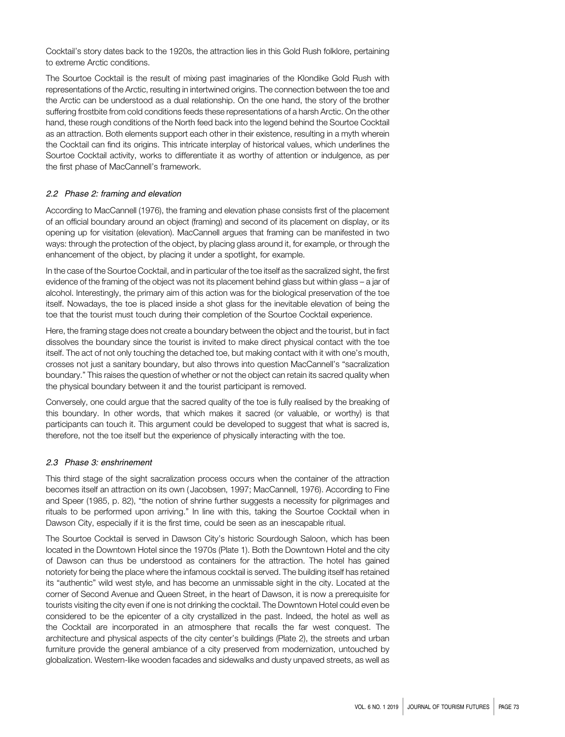Cocktail's story dates back to the 1920s, the attraction lies in this Gold Rush folklore, pertaining to extreme Arctic conditions.

The Sourtoe Cocktail is the result of mixing past imaginaries of the Klondike Gold Rush with representations of the Arctic, resulting in intertwined origins. The connection between the toe and the Arctic can be understood as a dual relationship. On the one hand, the story of the brother suffering frostbite from cold conditions feeds these representations of a harsh Arctic. On the other hand, these rough conditions of the North feed back into the legend behind the Sourtoe Cocktail as an attraction. Both elements support each other in their existence, resulting in a myth wherein the Cocktail can find its origins. This intricate interplay of historical values, which underlines the Sourtoe Cocktail activity, works to differentiate it as worthy of attention or indulgence, as per the first phase of MacCannell's framework.

### *2.2 Phase 2: framing and elevation*

According to MacCannell (1976), the framing and elevation phase consists first of the placement of an official boundary around an object (framing) and second of its placement on display, or its opening up for visitation (elevation). MacCannell argues that framing can be manifested in two ways: through the protection of the object, by placing glass around it, for example, or through the enhancement of the object, by placing it under a spotlight, for example.

In the case of the Sourtoe Cocktail, and in particular of the toe itself as the sacralized sight, the first evidence of the framing of the object was not its placement behind glass but within glass – a jar of alcohol. Interestingly, the primary aim of this action was for the biological preservation of the toe itself. Nowadays, the toe is placed inside a shot glass for the inevitable elevation of being the toe that the tourist must touch during their completion of the Sourtoe Cocktail experience.

Here, the framing stage does not create a boundary between the object and the tourist, but in fact dissolves the boundary since the tourist is invited to make direct physical contact with the toe itself. The act of not only touching the detached toe, but making contact with it with one's mouth, crosses not just a sanitary boundary, but also throws into question MacCannell's "sacralization boundary." This raises the question of whether or not the object can retain its sacred quality when the physical boundary between it and the tourist participant is removed.

Conversely, one could argue that the sacred quality of the toe is fully realised by the breaking of this boundary. In other words, that which makes it sacred (or valuable, or worthy) is that participants can touch it. This argument could be developed to suggest that what is sacred is, therefore, not the toe itself but the experience of physically interacting with the toe.

### *2.3 Phase 3: enshrinement*

This third stage of the sight sacralization process occurs when the container of the attraction becomes itself an attraction on its own (Jacobsen, 1997; MacCannell, 1976). According to Fine and Speer (1985, p. 82), "the notion of shrine further suggests a necessity for pilgrimages and rituals to be performed upon arriving." In line with this, taking the Sourtoe Cocktail when in Dawson City, especially if it is the first time, could be seen as an inescapable ritual.

The Sourtoe Cocktail is served in Dawson City's historic Sourdough Saloon, which has been located in the Downtown Hotel since the 1970s (Plate 1). Both the Downtown Hotel and the city of Dawson can thus be understood as containers for the attraction. The hotel has gained notoriety for being the place where the infamous cocktail is served. The building itself has retained its "authentic" wild west style, and has become an unmissable sight in the city. Located at the corner of Second Avenue and Queen Street, in the heart of Dawson, it is now a prerequisite for tourists visiting the city even if one is not drinking the cocktail. The Downtown Hotel could even be considered to be the epicenter of a city crystallized in the past. Indeed, the hotel as well as the Cocktail are incorporated in an atmosphere that recalls the far west conquest. The architecture and physical aspects of the city center's buildings (Plate 2), the streets and urban furniture provide the general ambiance of a city preserved from modernization, untouched by globalization. Western-like wooden facades and sidewalks and dusty unpaved streets, as well as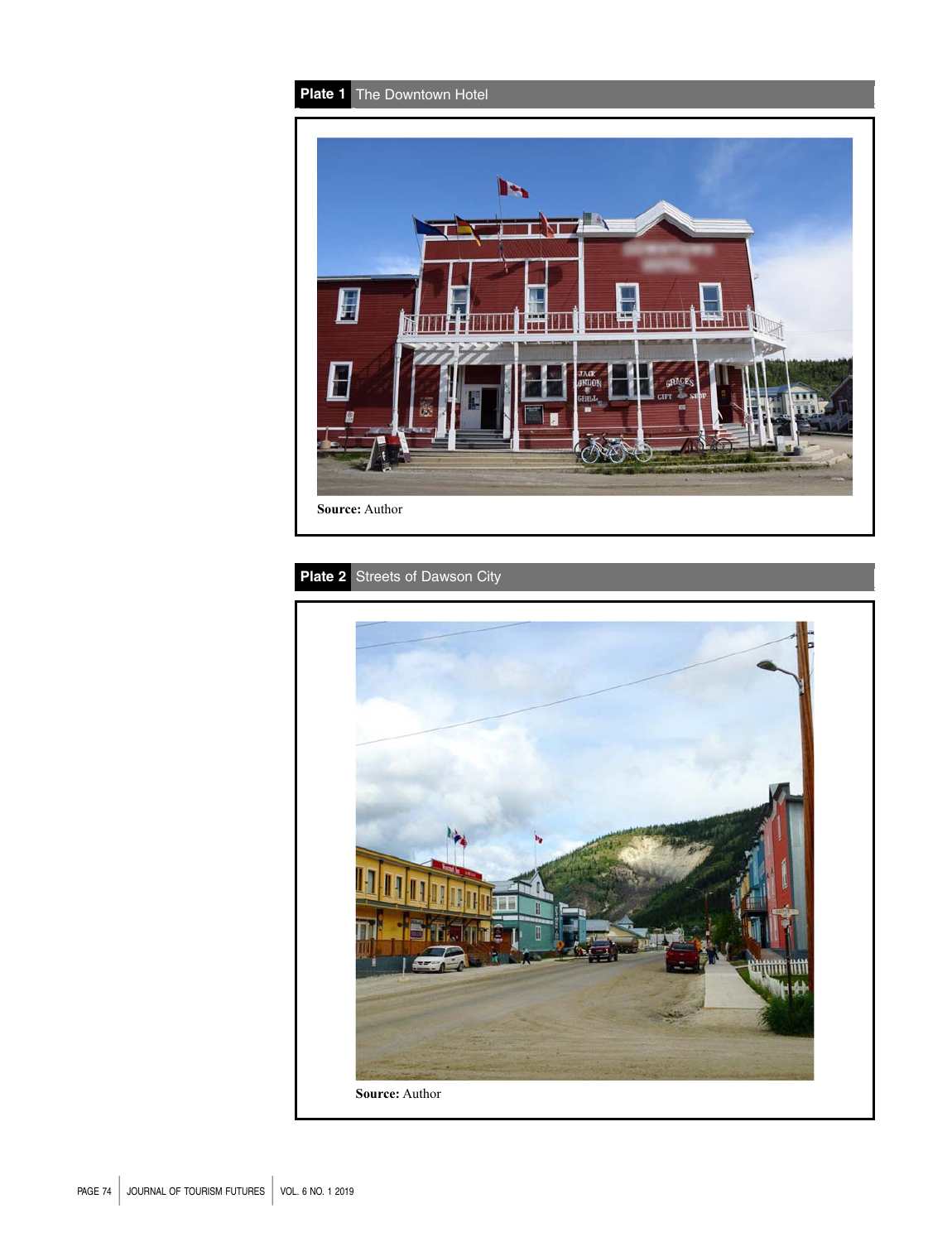**Plate 1** The Downtown Hotel

**Source:** Author

**Plate 2** Streets of Dawson City

**Source:** Author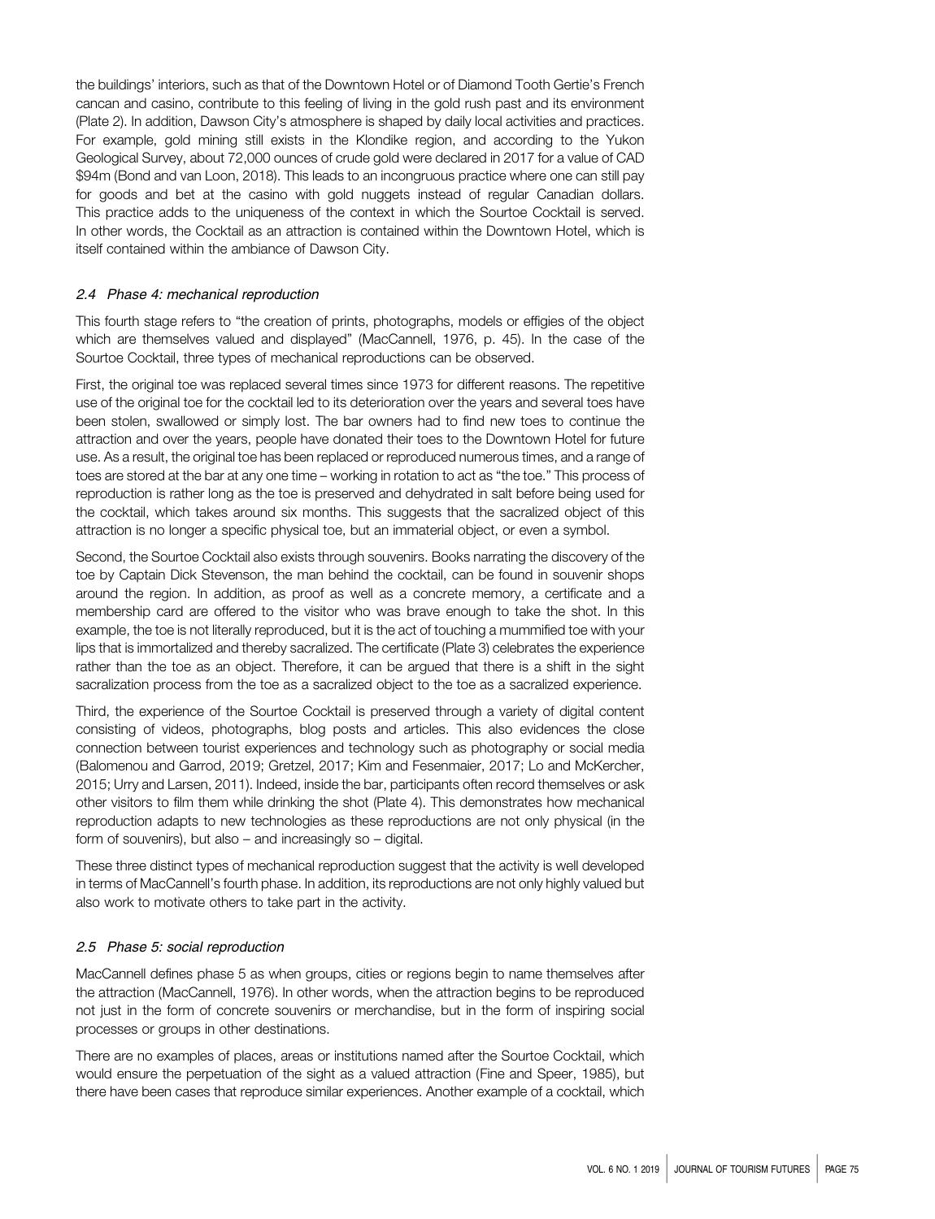the buildings' interiors, such as that of the Downtown Hotel or of Diamond Tooth Gertie's French cancan and casino, contribute to this feeling of living in the gold rush past and its environment (Plate 2). In addition, Dawson City's atmosphere is shaped by daily local activities and practices. For example, gold mining still exists in the Klondike region, and according to the Yukon Geological Survey, about 72,000 ounces of crude gold were declared in 2017 for a value of CAD $94m (Bond and van Loon, 2018). This leads to an incongruous practice where one can still pay for goods and bet at the casino with gold nuggets instead of regular Canadian dollars. This practice adds to the uniqueness of the context in which the Sourtoe Cocktail is served. In other words, the Cocktail as an attraction is contained within the Downtown Hotel, which is itself contained within the ambiance of Dawson City.

### *2.4 Phase 4: mechanical reproduction*

This fourth stage refers to "the creation of prints, photographs, models or effigies of the object which are themselves valued and displayed" (MacCannell, 1976, p. 45). In the case of the Sourtoe Cocktail, three types of mechanical reproductions can be observed.

First, the original toe was replaced several times since 1973 for different reasons. The repetitive use of the original toe for the cocktail led to its deterioration over the years and several toes have been stolen, swallowed or simply lost. The bar owners had to find new toes to continue the attraction and over the years, people have donated their toes to the Downtown Hotel for future use. As a result, the original toe has been replaced or reproduced numerous times, and a range of toes are stored at the bar at any one time – working in rotation to act as "the toe." This process of reproduction is rather long as the toe is preserved and dehydrated in salt before being used for the cocktail, which takes around six months. This suggests that the sacralized object of this attraction is no longer a specific physical toe, but an immaterial object, or even a symbol.

Second, the Sourtoe Cocktail also exists through souvenirs. Books narrating the discovery of the toe by Captain Dick Stevenson, the man behind the cocktail, can be found in souvenir shops around the region. In addition, as proof as well as a concrete memory, a certificate and a membership card are offered to the visitor who was brave enough to take the shot. In this example, the toe is not literally reproduced, but it is the act of touching a mummified toe with your lips that is immortalized and thereby sacralized. The certificate (Plate 3) celebrates the experience rather than the toe as an object. Therefore, it can be argued that there is a shift in the sight sacralization process from the toe as a sacralized object to the toe as a sacralized experience.

Third, the experience of the Sourtoe Cocktail is preserved through a variety of digital content consisting of videos, photographs, blog posts and articles. This also evidences the close connection between tourist experiences and technology such as photography or social media (Balomenou and Garrod, 2019; Gretzel, 2017; Kim and Fesenmaier, 2017; Lo and McKercher, 2015; Urry and Larsen, 2011). Indeed, inside the bar, participants often record themselves or ask other visitors to film them while drinking the shot (Plate 4). This demonstrates how mechanical reproduction adapts to new technologies as these reproductions are not only physical (in the form of souvenirs), but also – and increasingly so – digital.

These three distinct types of mechanical reproduction suggest that the activity is well developed in terms of MacCannell's fourth phase. In addition, its reproductions are not only highly valued but also work to motivate others to take part in the activity.

### *2.5 Phase 5: social reproduction*

MacCannell defines phase 5 as when groups, cities or regions begin to name themselves after the attraction (MacCannell, 1976). In other words, when the attraction begins to be reproduced not just in the form of concrete souvenirs or merchandise, but in the form of inspiring social processes or groups in other destinations.

There are no examples of places, areas or institutions named after the Sourtoe Cocktail, which would ensure the perpetuation of the sight as a valued attraction (Fine and Speer, 1985), but there have been cases that reproduce similar experiences. Another example of a cocktail, which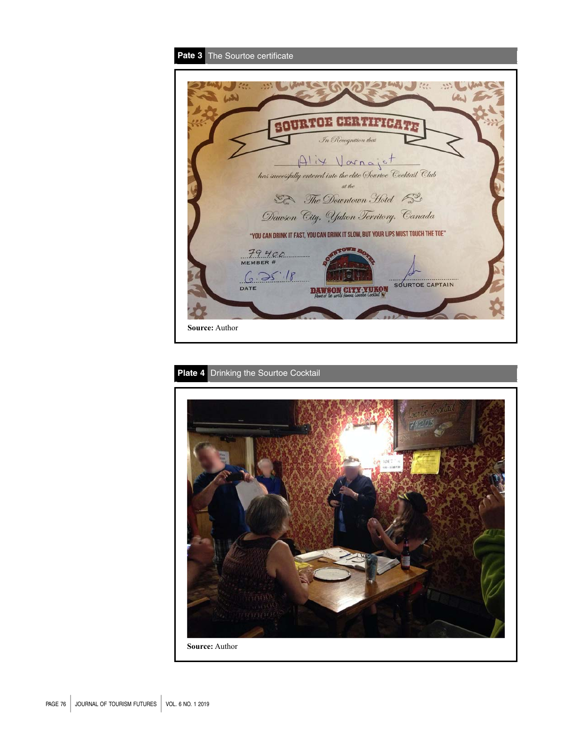**Pate 3** The Sourtoe certificate

Source: Author

**Plate 4** Drinking the Sourtoe Cocktail

Source: Author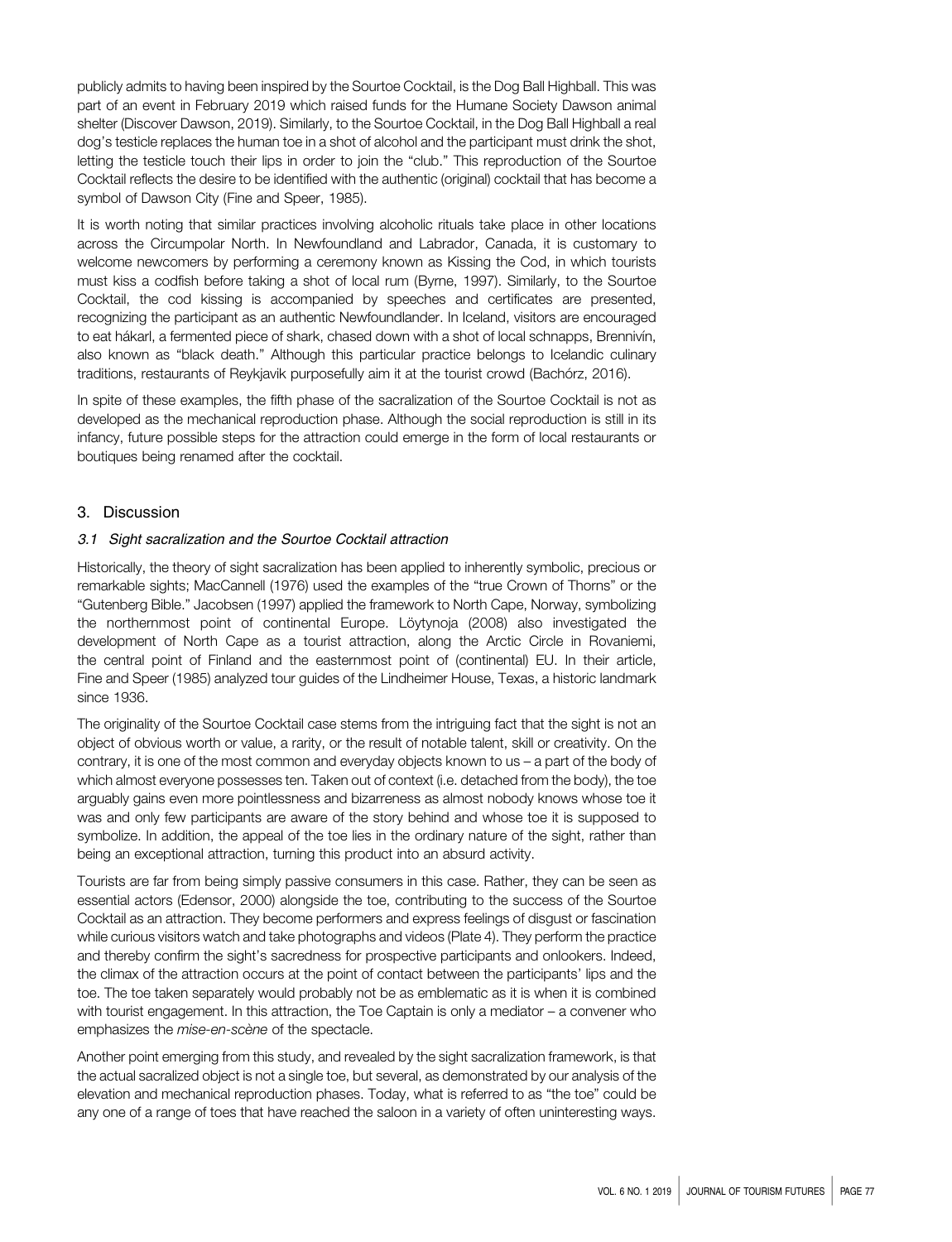publicly admits to having been inspired by the Sourtoe Cocktail, is the Dog Ball Highball. This was part of an event in February 2019 which raised funds for the Humane Society Dawson animal shelter (Discover Dawson, 2019). Similarly, to the Sourtoe Cocktail, in the Dog Ball Highball a real dog's testicle replaces the human toe in a shot of alcohol and the participant must drink the shot, letting the testicle touch their lips in order to join the "club." This reproduction of the Sourtoe Cocktail reflects the desire to be identified with the authentic (original) cocktail that has become a symbol of Dawson City (Fine and Speer, 1985).

It is worth noting that similar practices involving alcoholic rituals take place in other locations across the Circumpolar North. In Newfoundland and Labrador, Canada, it is customary to welcome newcomers by performing a ceremony known as Kissing the Cod, in which tourists must kiss a codfish before taking a shot of local rum (Byrne, 1997). Similarly, to the Sourtoe Cocktail, the cod kissing is accompanied by speeches and certificates are presented, recognizing the participant as an authentic Newfoundlander. In Iceland, visitors are encouraged to eat hákarl, a fermented piece of shark, chased down with a shot of local schnapps, Brennivín, also known as "black death." Although this particular practice belongs to Icelandic culinary traditions, restaurants of Reykjavik purposefully aim it at the tourist crowd (Bachórz, 2016).

In spite of these examples, the fifth phase of the sacralization of the Sourtoe Cocktail is not as developed as the mechanical reproduction phase. Although the social reproduction is still in its infancy, future possible steps for the attraction could emerge in the form of local restaurants or boutiques being renamed after the cocktail.

## 3. Discussion

### *3.1 Sight sacralization and the Sourtoe Cocktail attraction*

Historically, the theory of sight sacralization has been applied to inherently symbolic, precious or remarkable sights; MacCannell (1976) used the examples of the "true Crown of Thorns" or the "Gutenberg Bible." Jacobsen (1997) applied the framework to North Cape, Norway, symbolizing the northernmost point of continental Europe. Löytynoja (2008) also investigated the development of North Cape as a tourist attraction, along the Arctic Circle in Rovaniemi, the central point of Finland and the easternmost point of (continental) EU. In their article, Fine and Speer (1985) analyzed tour guides of the Lindheimer House, Texas, a historic landmark since 1936.

The originality of the Sourtoe Cocktail case stems from the intriguing fact that the sight is not an object of obvious worth or value, a rarity, or the result of notable talent, skill or creativity. On the contrary, it is one of the most common and everyday objects known to us – a part of the body of which almost everyone possesses ten. Taken out of context (i.e. detached from the body), the toe arguably gains even more pointlessness and bizarreness as almost nobody knows whose toe it was and only few participants are aware of the story behind and whose toe it is supposed to symbolize. In addition, the appeal of the toe lies in the ordinary nature of the sight, rather than being an exceptional attraction, turning this product into an absurd activity.

Tourists are far from being simply passive consumers in this case. Rather, they can be seen as essential actors (Edensor, 2000) alongside the toe, contributing to the success of the Sourtoe Cocktail as an attraction. They become performers and express feelings of disgust or fascination while curious visitors watch and take photographs and videos (Plate 4). They perform the practice and thereby confirm the sight's sacredness for prospective participants and onlookers. Indeed, the climax of the attraction occurs at the point of contact between the participants' lips and the toe. The toe taken separately would probably not be as emblematic as it is when it is combined with tourist engagement. In this attraction, the Toe Captain is only a mediator – a convener who emphasizes the *mise-en-scène* of the spectacle.

Another point emerging from this study, and revealed by the sight sacralization framework, is that the actual sacralized object is not a single toe, but several, as demonstrated by our analysis of the elevation and mechanical reproduction phases. Today, what is referred to as "the toe" could be any one of a range of toes that have reached the saloon in a variety of often uninteresting ways.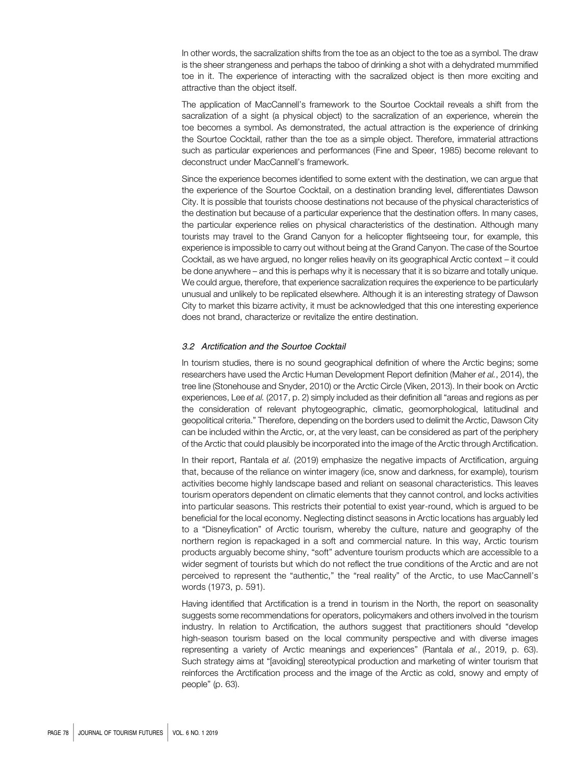In other words, the sacralization shifts from the toe as an object to the toe as a symbol. The draw is the sheer strangeness and perhaps the taboo of drinking a shot with a dehydrated mummified toe in it. The experience of interacting with the sacralized object is then more exciting and attractive than the object itself.

The application of MacCannell's framework to the Sourtoe Cocktail reveals a shift from the sacralization of a sight (a physical object) to the sacralization of an experience, wherein the toe becomes a symbol. As demonstrated, the actual attraction is the experience of drinking the Sourtoe Cocktail, rather than the toe as a simple object. Therefore, immaterial attractions such as particular experiences and performances (Fine and Speer, 1985) become relevant to deconstruct under MacCannell's framework.

Since the experience becomes identified to some extent with the destination, we can argue that the experience of the Sourtoe Cocktail, on a destination branding level, differentiates Dawson City. It is possible that tourists choose destinations not because of the physical characteristics of the destination but because of a particular experience that the destination offers. In many cases, the particular experience relies on physical characteristics of the destination. Although many tourists may travel to the Grand Canyon for a helicopter flightseeing tour, for example, this experience is impossible to carry out without being at the Grand Canyon. The case of the Sourtoe Cocktail, as we have argued, no longer relies heavily on its geographical Arctic context – it could be done anywhere – and this is perhaps why it is necessary that it is so bizarre and totally unique. We could argue, therefore, that experience sacralization requires the experience to be particularly unusual and unlikely to be replicated elsewhere. Although it is an interesting strategy of Dawson City to market this bizarre activity, it must be acknowledged that this one interesting experience does not brand, characterize or revitalize the entire destination.

### *3.2 Arctification and the Sourtoe Cocktail*

In tourism studies, there is no sound geographical definition of where the Arctic begins; some researchers have used the Arctic Human Development Report definition (Maher *et al.*, 2014), the tree line (Stonehouse and Snyder, 2010) or the Arctic Circle (Viken, 2013). In their book on Arctic experiences, Lee *et al.* (2017, p. 2) simply included as their definition all "areas and regions as per the consideration of relevant phytogeographic, climatic, geomorphological, latitudinal and geopolitical criteria." Therefore, depending on the borders used to delimit the Arctic, Dawson City can be included within the Arctic, or, at the very least, can be considered as part of the periphery of the Arctic that could plausibly be incorporated into the image of the Arctic through Arctification.

In their report, Rantala *et al.* (2019) emphasize the negative impacts of Arctification, arguing that, because of the reliance on winter imagery (ice, snow and darkness, for example), tourism activities become highly landscape based and reliant on seasonal characteristics. This leaves tourism operators dependent on climatic elements that they cannot control, and locks activities into particular seasons. This restricts their potential to exist year-round, which is argued to be beneficial for the local economy. Neglecting distinct seasons in Arctic locations has arguably led to a "Disneyfication" of Arctic tourism, whereby the culture, nature and geography of the northern region is repackaged in a soft and commercial nature. In this way, Arctic tourism products arguably become shiny, "soft" adventure tourism products which are accessible to a wider segment of tourists but which do not reflect the true conditions of the Arctic and are not perceived to represent the "authentic," the "real reality" of the Arctic, to use MacCannell's words (1973, p. 591).

Having identified that Arctification is a trend in tourism in the North, the report on seasonality suggests some recommendations for operators, policymakers and others involved in the tourism industry. In relation to Arctification, the authors suggest that practitioners should "develop high-season tourism based on the local community perspective and with diverse images representing a variety of Arctic meanings and experiences" (Rantala *et al.*, 2019, p. 63). Such strategy aims at "[avoiding] stereotypical production and marketing of winter tourism that reinforces the Arctification process and the image of the Arctic as cold, snowy and empty of people" (p. 63).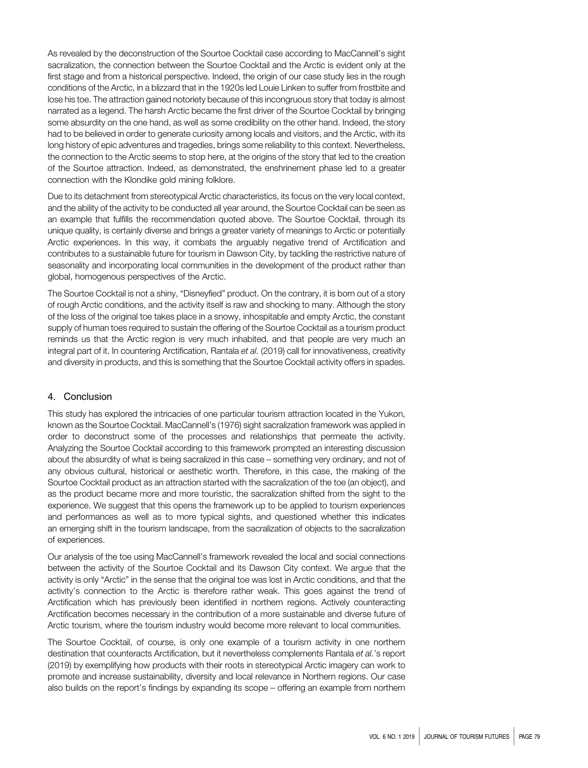As revealed by the deconstruction of the Sourtoe Cocktail case according to MacCannell's sight sacralization, the connection between the Sourtoe Cocktail and the Arctic is evident only at the first stage and from a historical perspective. Indeed, the origin of our case study lies in the rough conditions of the Arctic, in a blizzard that in the 1920s led Louie Linken to suffer from frostbite and lose his toe. The attraction gained notoriety because of this incongruous story that today is almost narrated as a legend. The harsh Arctic became the first driver of the Sourtoe Cocktail by bringing some absurdity on the one hand, as well as some credibility on the other hand. Indeed, the story had to be believed in order to generate curiosity among locals and visitors, and the Arctic, with its long history of epic adventures and tragedies, brings some reliability to this context. Nevertheless, the connection to the Arctic seems to stop here, at the origins of the story that led to the creation of the Sourtoe attraction. Indeed, as demonstrated, the enshrinement phase led to a greater connection with the Klondike gold mining folklore.

Due to its detachment from stereotypical Arctic characteristics, its focus on the very local context, and the ability of the activity to be conducted all year around, the Sourtoe Cocktail can be seen as an example that fulfills the recommendation quoted above. The Sourtoe Cocktail, through its unique quality, is certainly diverse and brings a greater variety of meanings to Arctic or potentially Arctic experiences. In this way, it combats the arguably negative trend of Arctification and contributes to a sustainable future for tourism in Dawson City, by tackling the restrictive nature of seasonality and incorporating local communities in the development of the product rather than global, homogenous perspectives of the Arctic.

The Sourtoe Cocktail is not a shiny, "Disneyfied" product. On the contrary, it is born out of a story of rough Arctic conditions, and the activity itself is raw and shocking to many. Although the story of the loss of the original toe takes place in a snowy, inhospitable and empty Arctic, the constant supply of human toes required to sustain the offering of the Sourtoe Cocktail as a tourism product reminds us that the Arctic region is very much inhabited, and that people are very much an integral part of it. In countering Arctification, Rantala *et al.* (2019) call for innovativeness, creativity and diversity in products, and this is something that the Sourtoe Cocktail activity offers in spades.

## 4. Conclusion

This study has explored the intricacies of one particular tourism attraction located in the Yukon, known as the Sourtoe Cocktail. MacCannell's (1976) sight sacralization framework was applied in order to deconstruct some of the processes and relationships that permeate the activity. Analyzing the Sourtoe Cocktail according to this framework prompted an interesting discussion about the absurdity of what is being sacralized in this case – something very ordinary, and not of any obvious cultural, historical or aesthetic worth. Therefore, in this case, the making of the Sourtoe Cocktail product as an attraction started with the sacralization of the toe (an object), and as the product became more and more touristic, the sacralization shifted from the sight to the experience. We suggest that this opens the framework up to be applied to tourism experiences and performances as well as to more typical sights, and questioned whether this indicates an emerging shift in the tourism landscape, from the sacralization of objects to the sacralization of experiences.

Our analysis of the toe using MacCannell's framework revealed the local and social connections between the activity of the Sourtoe Cocktail and its Dawson City context. We argue that the activity is only "Arctic" in the sense that the original toe was lost in Arctic conditions, and that the activity's connection to the Arctic is therefore rather weak. This goes against the trend of Arctification which has previously been identified in northern regions. Actively counteracting Arctification becomes necessary in the contribution of a more sustainable and diverse future of Arctic tourism, where the tourism industry would become more relevant to local communities.

The Sourtoe Cocktail, of course, is only one example of a tourism activity in one northern destination that counteracts Arctification, but it nevertheless complements Rantala *et al.*'s report (2019) by exemplifying how products with their roots in stereotypical Arctic imagery can work to promote and increase sustainability, diversity and local relevance in Northern regions. Our case also builds on the report's findings by expanding its scope – offering an example from northern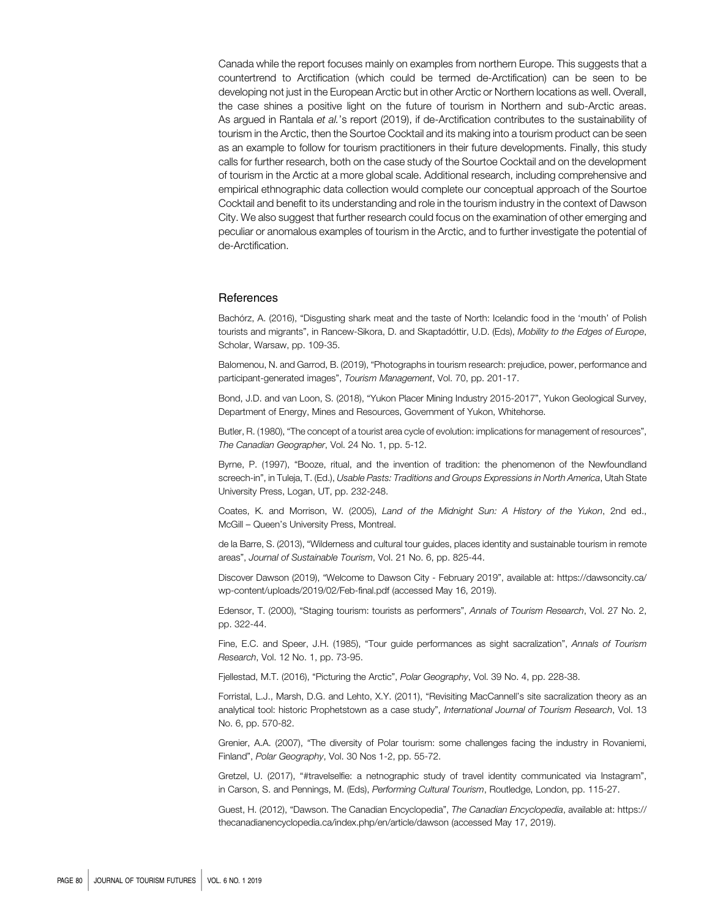Canada while the report focuses mainly on examples from northern Europe. This suggests that a countertrend to Arctification (which could be termed de-Arctification) can be seen to be developing not just in the European Arctic but in other Arctic or Northern locations as well. Overall, the case shines a positive light on the future of tourism in Northern and sub-Arctic areas. As argued in Rantala *et al.*'s report (2019), if de-Arctification contributes to the sustainability of tourism in the Arctic, then the Sourtoe Cocktail and its making into a tourism product can be seen as an example to follow for tourism practitioners in their future developments. Finally, this study calls for further research, both on the case study of the Sourtoe Cocktail and on the development of tourism in the Arctic at a more global scale. Additional research, including comprehensive and empirical ethnographic data collection would complete our conceptual approach of the Sourtoe Cocktail and benefit to its understanding and role in the tourism industry in the context of Dawson City. We also suggest that further research could focus on the examination of other emerging and peculiar or anomalous examples of tourism in the Arctic, and to further investigate the potential of de-Arctification.

## References

Bachórz, A. (2016), "Disgusting shark meat and the taste of North: Icelandic food in the 'mouth' of Polish tourists and migrants", in Rancew-Sikora, D. and Skaptadóttir, U.D. (Eds), *Mobility to the Edges of Europe*, Scholar, Warsaw, pp. 109-35.

Balomenou, N. and Garrod, B. (2019), "Photographs in tourism research: prejudice, power, performance and participant-generated images", *Tourism Management*, Vol. 70, pp. 201-17.

Bond, J.D. and van Loon, S. (2018), "Yukon Placer Mining Industry 2015-2017", Yukon Geological Survey, Department of Energy, Mines and Resources, Government of Yukon, Whitehorse.

Butler, R. (1980), "The concept of a tourist area cycle of evolution: implications for management of resources", *The Canadian Geographer*, Vol. 24 No. 1, pp. 5-12.

Byrne, P. (1997), "Booze, ritual, and the invention of tradition: the phenomenon of the Newfoundland screech-in", in Tuleja, T. (Ed.), *Usable Pasts: Traditions and Groups Expressions in North America*, Utah State University Press, Logan, UT, pp. 232-248.

Coates, K. and Morrison, W. (2005), *Land of the Midnight Sun: A History of the Yukon*, 2nd ed., McGill – Queen's University Press, Montreal.

de la Barre, S. (2013), "Wilderness and cultural tour guides, places identity and sustainable tourism in remote areas", *Journal of Sustainable Tourism*, Vol. 21 No. 6, pp. 825-44.

Discover Dawson (2019), "Welcome to Dawson City - February 2019", available at: https://dawsoncity.ca/wp-content/uploads/2019/02/Feb-final.pdf (accessed May 16, 2019).

Edensor, T. (2000), "Staging tourism: tourists as performers", *Annals of Tourism Research*, Vol. 27 No. 2, pp. 322-44.

Fine, E.C. and Speer, J.H. (1985), "Tour guide performances as sight sacralization", *Annals of Tourism Research*, Vol. 12 No. 1, pp. 73-95.

Fjellestad, M.T. (2016), "Picturing the Arctic", *Polar Geography*, Vol. 39 No. 4, pp. 228-38.

Forristal, L.J., Marsh, D.G. and Lehto, X.Y. (2011), "Revisiting MacCannell's site sacralization theory as an analytical tool: historic Prophetstown as a case study", *International Journal of Tourism Research*, Vol. 13 No. 6, pp. 570-82.

Grenier, A.A. (2007), "The diversity of Polar tourism: some challenges facing the industry in Rovaniemi, Finland", *Polar Geography*, Vol. 30 Nos 1-2, pp. 55-72.

Gretzel, U. (2017), "#travelselfie: a netnographic study of travel identity communicated via Instagram", in Carson, S. and Pennings, M. (Eds), *Performing Cultural Tourism*, Routledge, London, pp. 115-27.

Guest, H. (2012), "Dawson. The Canadian Encyclopedia", *The Canadian Encyclopedia*, available at: https://thecanadianencyclopedia.ca/index.php/en/article/dawson (accessed May 17, 2019).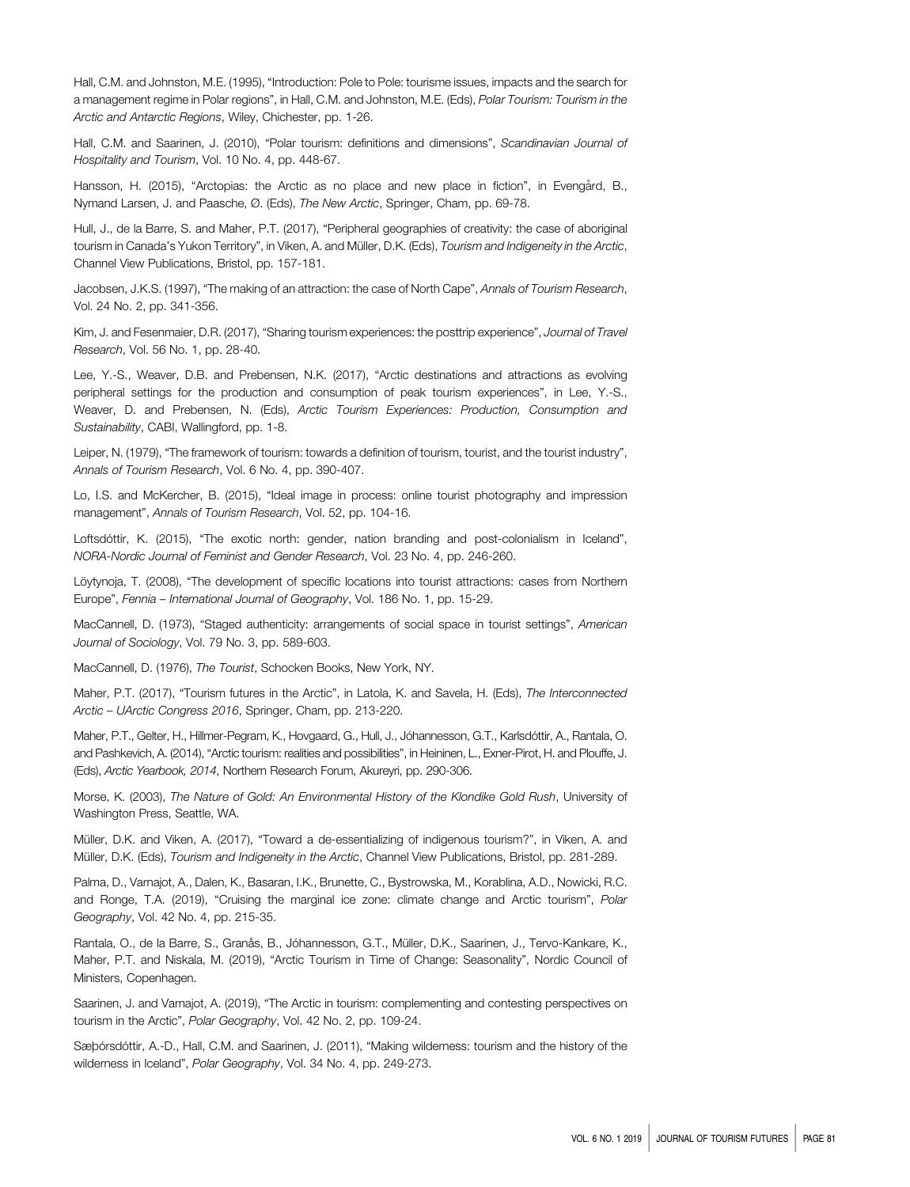Hall, C.M. and Johnston, M.E. (1995), "Introduction: Pole to Pole: tourisme issues, impacts and the search for a management regime in Polar regions", in Hall, C.M. and Johnston, M.E. (Eds), *Polar Tourism: Tourism in the Arctic and Antarctic Regions*, Wiley, Chichester, pp. 1-26.

Hall, C.M. and Saarinen, J. (2010), "Polar tourism: definitions and dimensions", *Scandinavian Journal of Hospitality and Tourism*, Vol. 10 No. 4, pp. 448-67.

Hansson, H. (2015), "Arctopias: the Arctic as no place and new place in fiction", in Evengård, B., Nymand Larsen, J. and Paasche, Ø. (Eds), *The New Arctic*, Springer, Cham, pp. 69-78.

Hull, J., de la Barre, S. and Maher, P.T. (2017), "Peripheral geographies of creativity: the case of aboriginal tourism in Canada's Yukon Territory", in Viken, A. and Müller, D.K. (Eds), *Tourism and Indigeneity in the Arctic*, Channel View Publications, Bristol, pp. 157-181.

Jacobsen, J.K.S. (1997), "The making of an attraction: the case of North Cape", *Annals of Tourism Research*, Vol. 24 No. 2, pp. 341-356.

Kim, J. and Fesenmaier, D.R. (2017), "Sharing tourism experiences: the posttrip experience", *Journal of Travel Research*, Vol. 56 No. 1, pp. 28-40.

Lee, Y.-S., Weaver, D.B. and Prebensen, N.K. (2017), "Arctic destinations and attractions as evolving peripheral settings for the production and consumption of peak tourism experiences", in Lee, Y.-S., Weaver, D. and Prebensen, N. (Eds), *Arctic Tourism Experiences: Production, Consumption and Sustainability*, CABI, Wallingford, pp. 1-8.

Leiper, N. (1979), "The framework of tourism: towards a definition of tourism, tourist, and the tourist industry", *Annals of Tourism Research*, Vol. 6 No. 4, pp. 390-407.

Lo, I.S. and McKercher, B. (2015), "Ideal image in process: online tourist photography and impression management", *Annals of Tourism Research*, Vol. 52, pp. 104-16.

Loftsdóttir, K. (2015), "The exotic north: gender, nation branding and post-colonialism in Iceland", *NORA-Nordic Journal of Feminist and Gender Research*, Vol. 23 No. 4, pp. 246-260.

Löytynoja, T. (2008), "The development of specific locations into tourist attractions: cases from Northern Europe", *Fennia – International Journal of Geography*, Vol. 186 No. 1, pp. 15-29.

MacCannell, D. (1973), "Staged authenticity: arrangements of social space in tourist settings", *American Journal of Sociology*, Vol. 79 No. 3, pp. 589-603.

MacCannell, D. (1976), *The Tourist*, Schocken Books, New York, NY.

Maher, P.T. (2017), "Tourism futures in the Arctic", in Latola, K. and Savela, H. (Eds), *The Interconnected Arctic – UArctic Congress 2016*, Springer, Cham, pp. 213-220.

Maher, P.T., Gelter, H., Hillmer-Pegram, K., Hovgaard, G., Hull, J., Jóhannesson, G.T., Karlsdóttir, A., Rantala, O. and Pashkevich, A. (2014), "Arctic tourism: realities and possibilities", in Heininen, L., Exner-Pirot, H. and Plouffe, J. (Eds), *Arctic Yearbook, 2014*, Northern Research Forum, Akureyri, pp. 290-306.

Morse, K. (2003), *The Nature of Gold: An Environmental History of the Klondike Gold Rush*, University of Washington Press, Seattle, WA.

Müller, D.K. and Viken, A. (2017), "Toward a de-essentializing of indigenous tourism?", in Viken, A. and Müller, D.K. (Eds), *Tourism and Indigeneity in the Arctic*, Channel View Publications, Bristol, pp. 281-289.

Palma, D., Varnajot, A., Dalen, K., Basaran, I.K., Brunette, C., Bystrowska, M., Korablina, A.D., Nowicki, R.C. and Ronge, T.A. (2019), "Cruising the marginal ice zone: climate change and Arctic tourism", *Polar Geography*, Vol. 42 No. 4, pp. 215-35.

Rantala, O., de la Barre, S., Granås, B., Jóhannesson, G.T., Müller, D.K., Saarinen, J., Tervo-Kankare, K., Maher, P.T. and Niskala, M. (2019), "Arctic Tourism in Time of Change: Seasonality", Nordic Council of Ministers, Copenhagen.

Saarinen, J. and Varnajot, A. (2019), "The Arctic in tourism: complementing and contesting perspectives on tourism in the Arctic", *Polar Geography*, Vol. 42 No. 2, pp. 109-24.

Sæþórsdóttir, A.-D., Hall, C.M. and Saarinen, J. (2011), "Making wilderness: tourism and the history of the wilderness in Iceland", *Polar Geography*, Vol. 34 No. 4, pp. 249-273.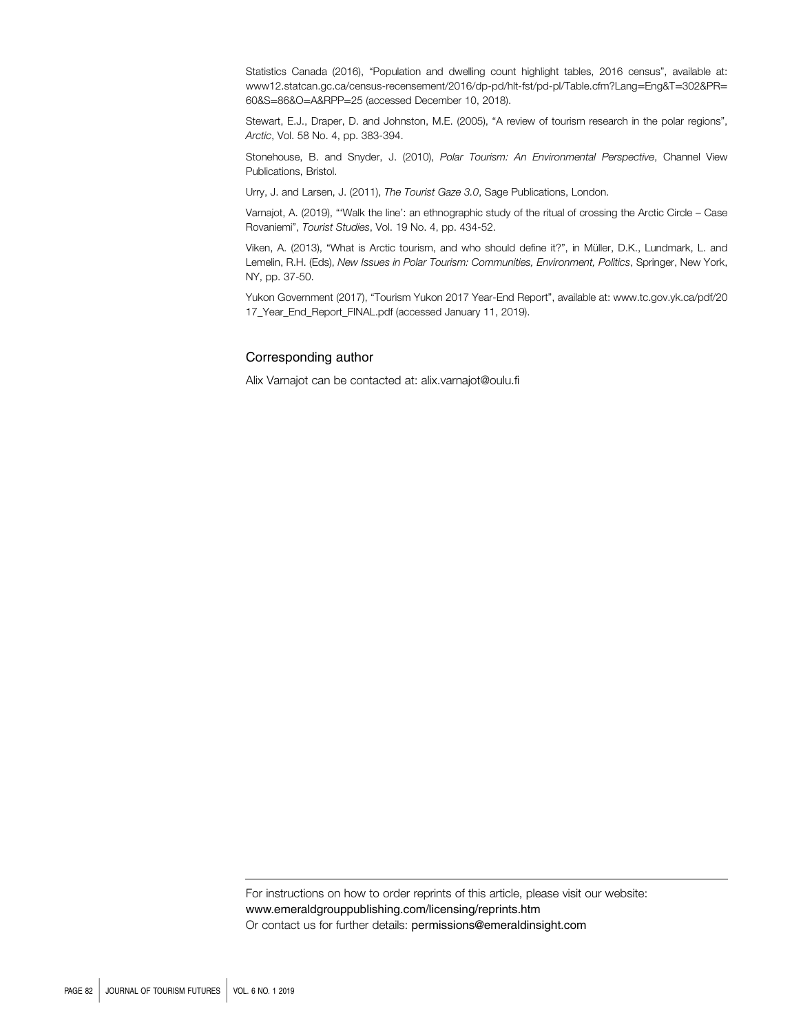Statistics Canada (2016), "Population and dwelling count highlight tables, 2016 census", available at: www12.statcan.gc.ca/census-recensement/2016/dp-pd/hlt-fst/pd-pl/Table.cfm?Lang=Eng&T=302&PR=60&S=86&O=A&RPP=25 (accessed December 10, 2018).

Stewart, E.J., Draper, D. and Johnston, M.E. (2005), "A review of tourism research in the polar regions", *Arctic*, Vol. 58 No. 4, pp. 383-394.

Stonehouse, B. and Snyder, J. (2010), *Polar Tourism: An Environmental Perspective*, Channel View Publications, Bristol.

Urry, J. and Larsen, J. (2011), *The Tourist Gaze 3.0*, Sage Publications, London.

Varnajot, A. (2019), "'Walk the line': an ethnographic study of the ritual of crossing the Arctic Circle – Case Rovaniemi", *Tourist Studies*, Vol. 19 No. 4, pp. 434-52.

Viken, A. (2013), "What is Arctic tourism, and who should define it?", in Müller, D.K., Lundmark, L. and Lemelin, R.H. (Eds), *New Issues in Polar Tourism: Communities, Environment, Politics*, Springer, New York, NY, pp. 37-50.

Yukon Government (2017), "Tourism Yukon 2017 Year-End Report", available at: www.tc.gov.yk.ca/pdf/2017_Year_End_Report_FINAL.pdf (accessed January 11, 2019).

## Corresponding author

Alix Varnajot can be contacted at: alix.varnajot@oulu.fi

---

For instructions on how to order reprints of this article, please visit our website:
www.emeraldgrouppublishing.com/licensing/reprints.htm
Or contact us for further details: permissions@emeraldinsight.com